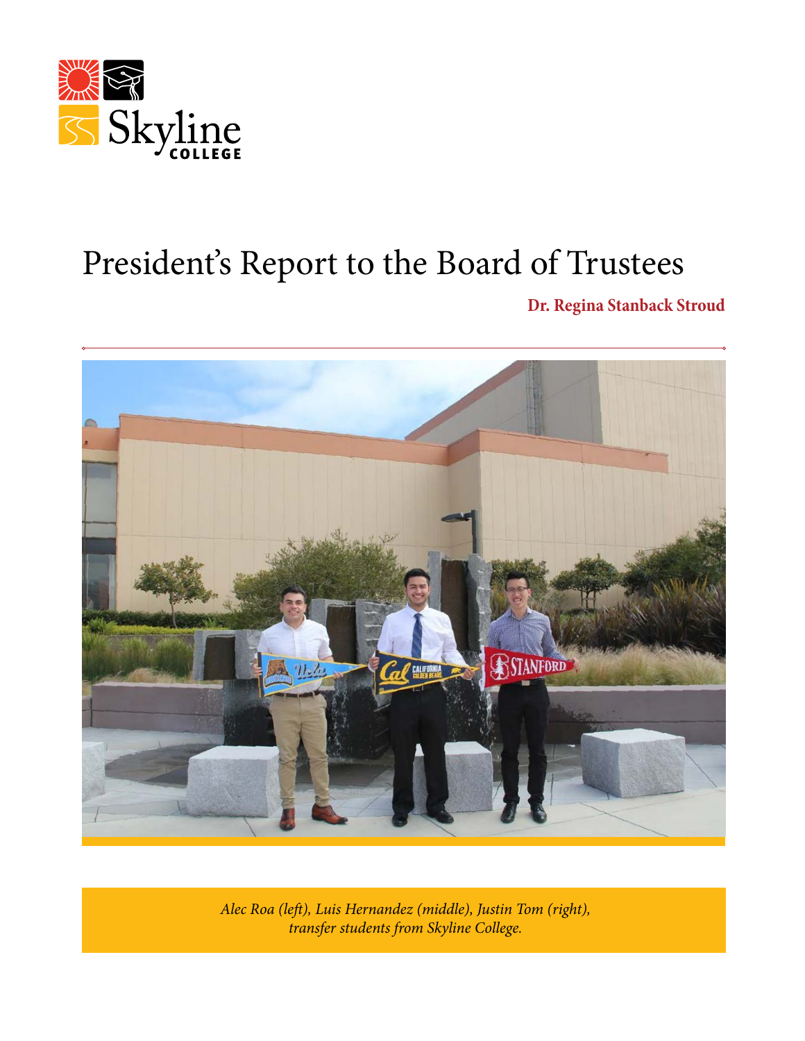Skyline COLLEGE

# President's Report to the Board of Trustees

**Dr. Regina Stanback Stroud**

*Alec Roa (left), Luis Hernandez (middle), Justin Tom (right), transfer students from Skyline College.*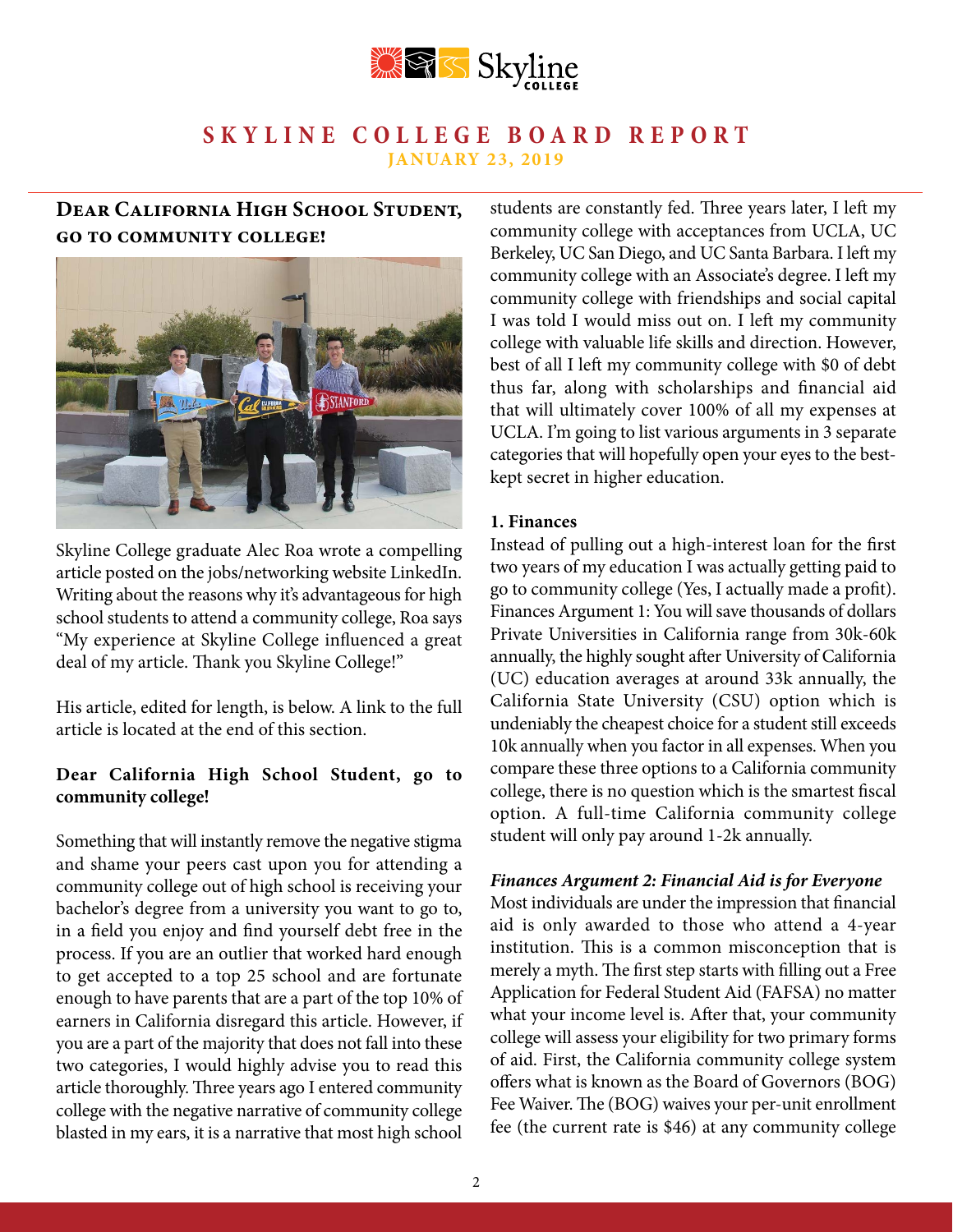# SKYLINE COLLEGE BOARD REPORT

**JANUARY 23, 2019**

## Dear California High School Student, go to community college!

Skyline College graduate Alec Roa wrote a compelling article posted on the jobs/networking website LinkedIn. Writing about the reasons why it's advantageous for high school students to attend a community college, Roa says "My experience at Skyline College influenced a great deal of my article. Thank you Skyline College!"

His article, edited for length, is below. A link to the full article is located at the end of this section.

**Dear California High School Student, go to community college!**

Something that will instantly remove the negative stigma and shame your peers cast upon you for attending a community college out of high school is receiving your bachelor's degree from a university you want to go to, in a field you enjoy and find yourself debt free in the process. If you are an outlier that worked hard enough to get accepted to a top 25 school and are fortunate enough to have parents that are a part of the top 10% of earners in California disregard this article. However, if you are a part of the majority that does not fall into these two categories, I would highly advise you to read this article thoroughly. Three years ago I entered community college with the negative narrative of community college blasted in my ears, it is a narrative that most high school students are constantly fed. Three years later, I left my community college with acceptances from UCLA, UC Berkeley, UC San Diego, and UC Santa Barbara. I left my community college with an Associate's degree. I left my community college with friendships and social capital I was told I would miss out on. I left my community college with valuable life skills and direction. However, best of all I left my community college with $0 of debt thus far, along with scholarships and financial aid that will ultimately cover 100% of all my expenses at UCLA. I'm going to list various arguments in 3 separate categories that will hopefully open your eyes to the best-kept secret in higher education.

**1. Finances**

Instead of pulling out a high-interest loan for the first two years of my education I was actually getting paid to go to community college (Yes, I actually made a profit). Finances Argument 1: You will save thousands of dollars Private Universities in California range from 30k-60k annually, the highly sought after University of California (UC) education averages at around 33k annually, the California State University (CSU) option which is undeniably the cheapest choice for a student still exceeds 10k annually when you factor in all expenses. When you compare these three options to a California community college, there is no question which is the smartest fiscal option. A full-time California community college student will only pay around 1-2k annually.

***Finances Argument 2: Financial Aid is for Everyone***

Most individuals are under the impression that financial aid is only awarded to those who attend a 4-year institution. This is a common misconception that is merely a myth. The first step starts with filling out a Free Application for Federal Student Aid (FAFSA) no matter what your income level is. After that, your community college will assess your eligibility for two primary forms of aid. First, the California community college system offers what is known as the Board of Governors (BOG) Fee Waiver. The (BOG) waives your per-unit enrollment fee (the current rate is $46) at any community college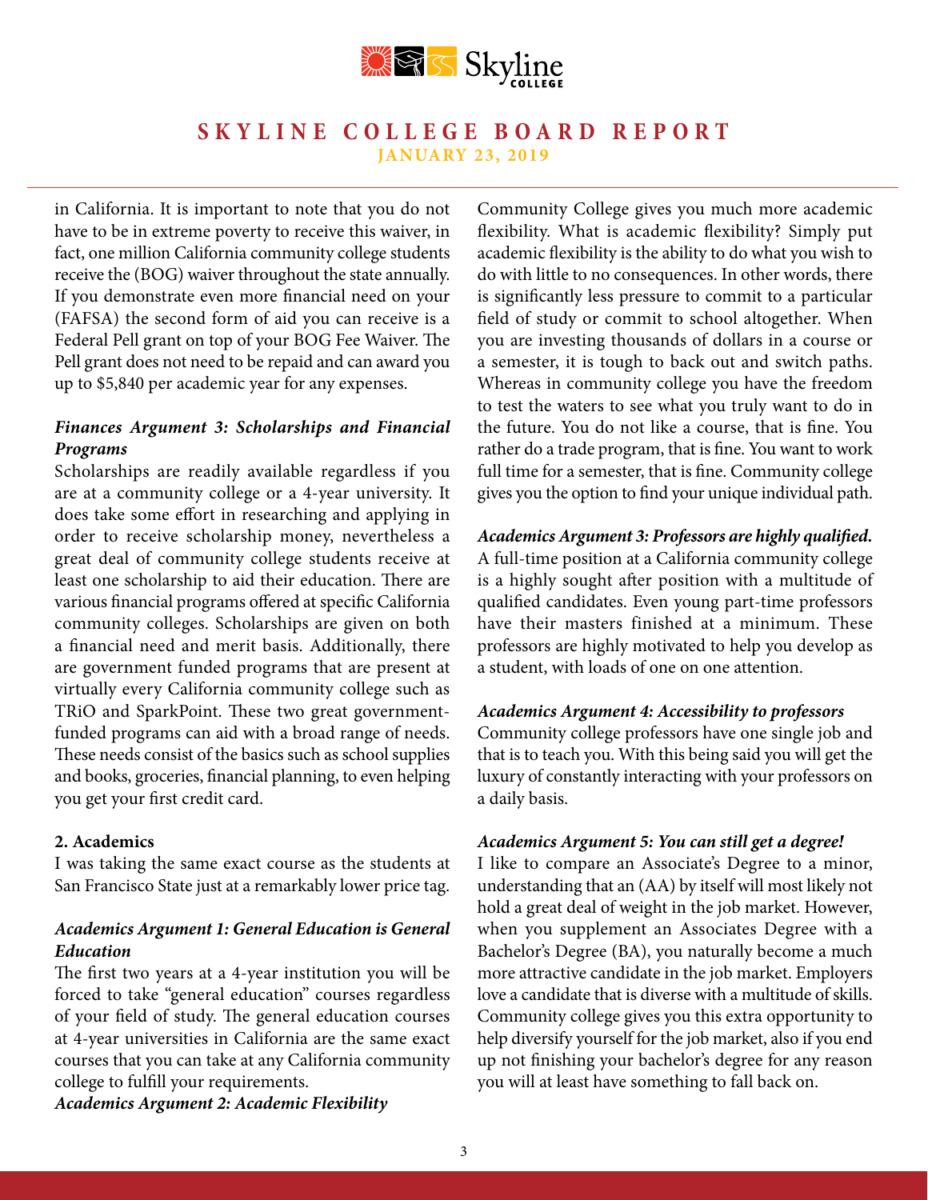in California. It is important to note that you do not have to be in extreme poverty to receive this waiver, in fact, one million California community college students receive the (BOG) waiver throughout the state annually. If you demonstrate even more financial need on your (FAFSA) the second form of aid you can receive is a Federal Pell grant on top of your BOG Fee Waiver. The Pell grant does not need to be repaid and can award you up to $5,840 per academic year for any expenses.

***Finances Argument 3: Scholarships and Financial Programs***

Scholarships are readily available regardless if you are at a community college or a 4-year university. It does take some effort in researching and applying in order to receive scholarship money, nevertheless a great deal of community college students receive at least one scholarship to aid their education. There are various financial programs offered at specific California community colleges. Scholarships are given on both a financial need and merit basis. Additionally, there are government funded programs that are present at virtually every California community college such as TRiO and SparkPoint. These two great government-funded programs can aid with a broad range of needs. These needs consist of the basics such as school supplies and books, groceries, financial planning, to even helping you get your first credit card.

**2. Academics**

I was taking the same exact course as the students at San Francisco State just at a remarkably lower price tag.

***Academics Argument 1: General Education is General Education***

The first two years at a 4-year institution you will be forced to take "general education" courses regardless of your field of study. The general education courses at 4-year universities in California are the same exact courses that you can take at any California community college to fulfill your requirements.

***Academics Argument 2: Academic Flexibility***

Community College gives you much more academic flexibility. What is academic flexibility? Simply put academic flexibility is the ability to do what you wish to do with little to no consequences. In other words, there is significantly less pressure to commit to a particular field of study or commit to school altogether. When you are investing thousands of dollars in a course or a semester, it is tough to back out and switch paths. Whereas in community college you have the freedom to test the waters to see what you truly want to do in the future. You do not like a course, that is fine. You rather do a trade program, that is fine. You want to work full time for a semester, that is fine. Community college gives you the option to find your unique individual path.

***Academics Argument 3: Professors are highly qualified.***

A full-time position at a California community college is a highly sought after position with a multitude of qualified candidates. Even young part-time professors have their masters finished at a minimum. These professors are highly motivated to help you develop as a student, with loads of one on one attention.

***Academics Argument 4: Accessibility to professors***

Community college professors have one single job and that is to teach you. With this being said you will get the luxury of constantly interacting with your professors on a daily basis.

***Academics Argument 5: You can still get a degree!***

I like to compare an Associate's Degree to a minor, understanding that an (AA) by itself will most likely not hold a great deal of weight in the job market. However, when you supplement an Associates Degree with a Bachelor's Degree (BA), you naturally become a much more attractive candidate in the job market. Employers love a candidate that is diverse with a multitude of skills. Community college gives you this extra opportunity to help diversify yourself for the job market, also if you end up not finishing your bachelor's degree for any reason you will at least have something to fall back on.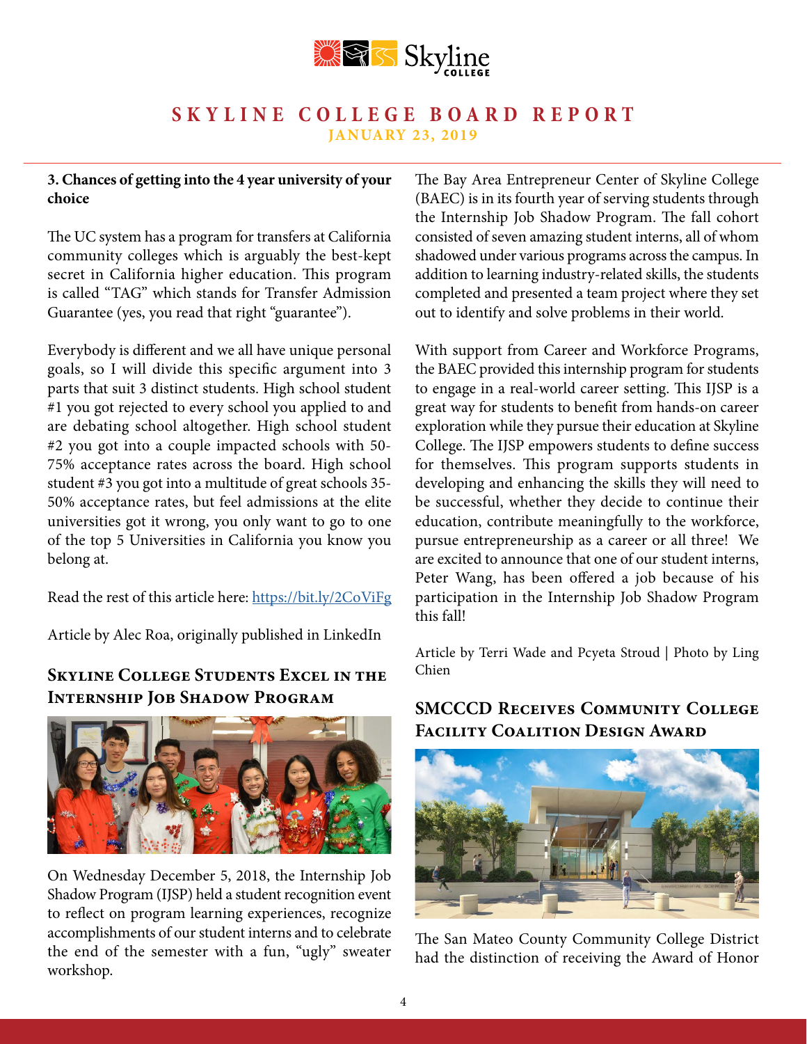**3. Chances of getting into the 4 year university of your choice**

The UC system has a program for transfers at California community colleges which is arguably the best-kept secret in California higher education. This program is called "TAG" which stands for Transfer Admission Guarantee (yes, you read that right "guarantee").

Everybody is different and we all have unique personal goals, so I will divide this specific argument into 3 parts that suit 3 distinct students. High school student #1 you got rejected to every school you applied to and are debating school altogether. High school student #2 you got into a couple impacted schools with 50-75% acceptance rates across the board. High school student #3 you got into a multitude of great schools 35-50% acceptance rates, but feel admissions at the elite universities got it wrong, you only want to go to one of the top 5 Universities in California you know you belong at.

Read the rest of this article here: https://bit.ly/2CoViFg

Article by Alec Roa, originally published in LinkedIn

## Skyline College Students Excel in the Internship Job Shadow Program

On Wednesday December 5, 2018, the Internship Job Shadow Program (IJSP) held a student recognition event to reflect on program learning experiences, recognize accomplishments of our student interns and to celebrate the end of the semester with a fun, "ugly" sweater workshop.

The Bay Area Entrepreneur Center of Skyline College (BAEC) is in its fourth year of serving students through the Internship Job Shadow Program. The fall cohort consisted of seven amazing student interns, all of whom shadowed under various programs across the campus. In addition to learning industry-related skills, the students completed and presented a team project where they set out to identify and solve problems in their world.

With support from Career and Workforce Programs, the BAEC provided this internship program for students to engage in a real-world career setting. This IJSP is a great way for students to benefit from hands-on career exploration while they pursue their education at Skyline College. The IJSP empowers students to define success for themselves. This program supports students in developing and enhancing the skills they will need to be successful, whether they decide to continue their education, contribute meaningfully to the workforce, pursue entrepreneurship as a career or all three! We are excited to announce that one of our student interns, Peter Wang, has been offered a job because of his participation in the Internship Job Shadow Program this fall!

Article by Terri Wade and Pcyeta Stroud | Photo by Ling Chien

## SMCCCD Receives Community College Facility Coalition Design Award

The San Mateo County Community College District had the distinction of receiving the Award of Honor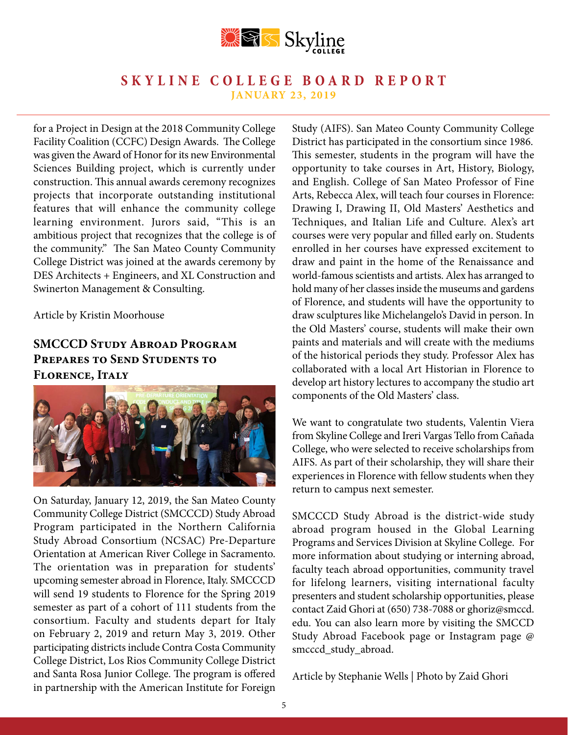for a Project in Design at the 2018 Community College Facility Coalition (CCFC) Design Awards. The College was given the Award of Honor for its new Environmental Sciences Building project, which is currently under construction. This annual awards ceremony recognizes projects that incorporate outstanding institutional features that will enhance the community college learning environment. Jurors said, "This is an ambitious project that recognizes that the college is of the community." The San Mateo County Community College District was joined at the awards ceremony by DES Architects + Engineers, and XL Construction and Swinerton Management & Consulting.

Article by Kristin Moorhouse

## SMCCCD Study Abroad Program Prepares to Send Students to Florence, Italy

On Saturday, January 12, 2019, the San Mateo County Community College District (SMCCCD) Study Abroad Program participated in the Northern California Study Abroad Consortium (NCSAC) Pre-Departure Orientation at American River College in Sacramento. The orientation was in preparation for students' upcoming semester abroad in Florence, Italy. SMCCCD will send 19 students to Florence for the Spring 2019 semester as part of a cohort of 111 students from the consortium. Faculty and students depart for Italy on February 2, 2019 and return May 3, 2019. Other participating districts include Contra Costa Community College District, Los Rios Community College District and Santa Rosa Junior College. The program is offered in partnership with the American Institute for Foreign Study (AIFS). San Mateo County Community College District has participated in the consortium since 1986. This semester, students in the program will have the opportunity to take courses in Art, History, Biology, and English. College of San Mateo Professor of Fine Arts, Rebecca Alex, will teach four courses in Florence: Drawing I, Drawing II, Old Masters' Aesthetics and Techniques, and Italian Life and Culture. Alex's art courses were very popular and filled early on. Students enrolled in her courses have expressed excitement to draw and paint in the home of the Renaissance and world-famous scientists and artists. Alex has arranged to hold many of her classes inside the museums and gardens of Florence, and students will have the opportunity to draw sculptures like Michelangelo's David in person. In the Old Masters' course, students will make their own paints and materials and will create with the mediums of the historical periods they study. Professor Alex has collaborated with a local Art Historian in Florence to develop art history lectures to accompany the studio art components of the Old Masters' class.

We want to congratulate two students, Valentin Viera from Skyline College and Ireri Vargas Tello from Cañada College, who were selected to receive scholarships from AIFS. As part of their scholarship, they will share their experiences in Florence with fellow students when they return to campus next semester.

SMCCCD Study Abroad is the district-wide study abroad program housed in the Global Learning Programs and Services Division at Skyline College. For more information about studying or interning abroad, faculty teach abroad opportunities, community travel for lifelong learners, visiting international faculty presenters and student scholarship opportunities, please contact Zaid Ghori at (650) 738-7088 or ghoriz@smccd.edu. You can also learn more by visiting the SMCCD Study Abroad Facebook page or Instagram page @ smcccd_study_abroad.

Article by Stephanie Wells | Photo by Zaid Ghori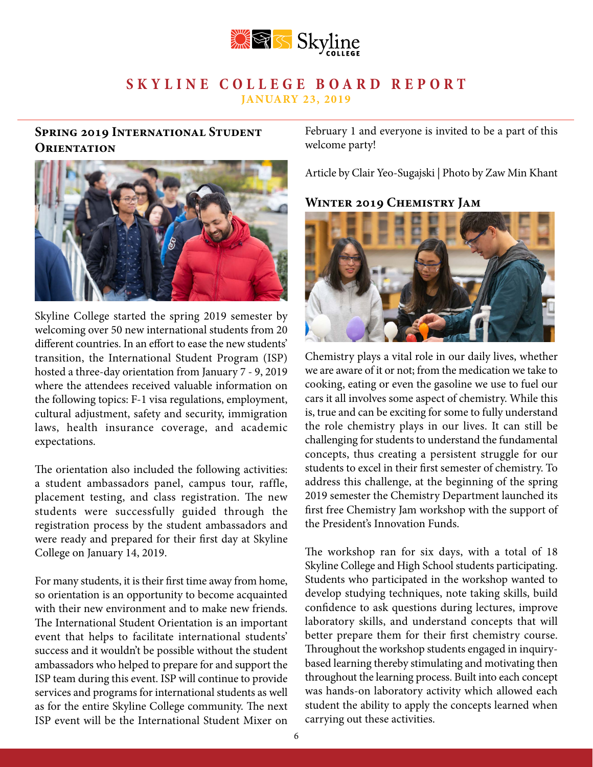# SKYLINE COLLEGE BOARD REPORT

**JANUARY 23, 2019**

## Spring 2019 International Student Orientation

Skyline College started the spring 2019 semester by welcoming over 50 new international students from 20 different countries. In an effort to ease the new students' transition, the International Student Program (ISP) hosted a three-day orientation from January 7 - 9, 2019 where the attendees received valuable information on the following topics: F-1 visa regulations, employment, cultural adjustment, safety and security, immigration laws, health insurance coverage, and academic expectations.

The orientation also included the following activities: a student ambassadors panel, campus tour, raffle, placement testing, and class registration. The new students were successfully guided through the registration process by the student ambassadors and were ready and prepared for their first day at Skyline College on January 14, 2019.

For many students, it is their first time away from home, so orientation is an opportunity to become acquainted with their new environment and to make new friends. The International Student Orientation is an important event that helps to facilitate international students' success and it wouldn't be possible without the student ambassadors who helped to prepare for and support the ISP team during this event. ISP will continue to provide services and programs for international students as well as for the entire Skyline College community. The next ISP event will be the International Student Mixer on February 1 and everyone is invited to be a part of this welcome party!

Article by Clair Yeo-Sugajski | Photo by Zaw Min Khant

## Winter 2019 Chemistry Jam

Chemistry plays a vital role in our daily lives, whether we are aware of it or not; from the medication we take to cooking, eating or even the gasoline we use to fuel our cars it all involves some aspect of chemistry. While this is, true and can be exciting for some to fully understand the role chemistry plays in our lives. It can still be challenging for students to understand the fundamental concepts, thus creating a persistent struggle for our students to excel in their first semester of chemistry. To address this challenge, at the beginning of the spring 2019 semester the Chemistry Department launched its first free Chemistry Jam workshop with the support of the President's Innovation Funds.

The workshop ran for six days, with a total of 18 Skyline College and High School students participating. Students who participated in the workshop wanted to develop studying techniques, note taking skills, build confidence to ask questions during lectures, improve laboratory skills, and understand concepts that will better prepare them for their first chemistry course. Throughout the workshop students engaged in inquiry-based learning thereby stimulating and motivating then throughout the learning process. Built into each concept was hands-on laboratory activity which allowed each student the ability to apply the concepts learned when carrying out these activities.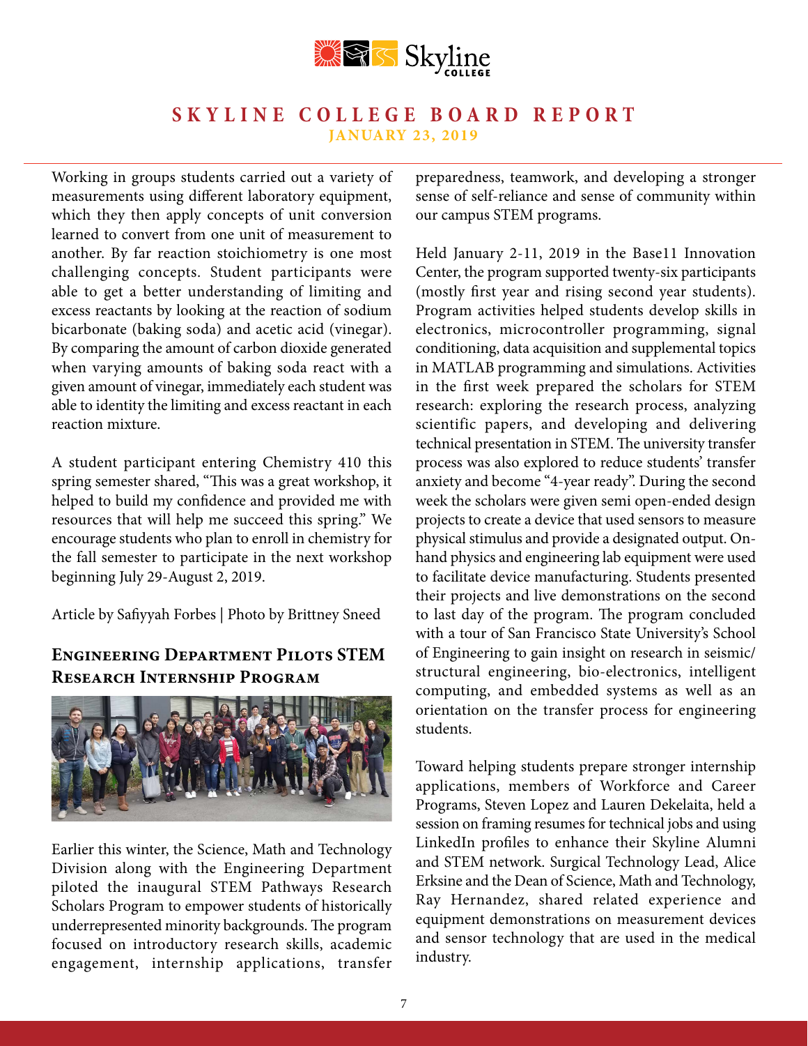Working in groups students carried out a variety of measurements using different laboratory equipment, which they then apply concepts of unit conversion learned to convert from one unit of measurement to another. By far reaction stoichiometry is one most challenging concepts. Student participants were able to get a better understanding of limiting and excess reactants by looking at the reaction of sodium bicarbonate (baking soda) and acetic acid (vinegar). By comparing the amount of carbon dioxide generated when varying amounts of baking soda react with a given amount of vinegar, immediately each student was able to identity the limiting and excess reactant in each reaction mixture.

A student participant entering Chemistry 410 this spring semester shared, "This was a great workshop, it helped to build my confidence and provided me with resources that will help me succeed this spring." We encourage students who plan to enroll in chemistry for the fall semester to participate in the next workshop beginning July 29-August 2, 2019.

Article by Safiyyah Forbes | Photo by Brittney Sneed

## Engineering Department Pilots STEM Research Internship Program

Earlier this winter, the Science, Math and Technology Division along with the Engineering Department piloted the inaugural STEM Pathways Research Scholars Program to empower students of historically underrepresented minority backgrounds. The program focused on introductory research skills, academic engagement, internship applications, transfer preparedness, teamwork, and developing a stronger sense of self-reliance and sense of community within our campus STEM programs.

Held January 2-11, 2019 in the Base11 Innovation Center, the program supported twenty-six participants (mostly first year and rising second year students). Program activities helped students develop skills in electronics, microcontroller programming, signal conditioning, data acquisition and supplemental topics in MATLAB programming and simulations. Activities in the first week prepared the scholars for STEM research: exploring the research process, analyzing scientific papers, and developing and delivering technical presentation in STEM. The university transfer process was also explored to reduce students' transfer anxiety and become "4-year ready". During the second week the scholars were given semi open-ended design projects to create a device that used sensors to measure physical stimulus and provide a designated output. On-hand physics and engineering lab equipment were used to facilitate device manufacturing. Students presented their projects and live demonstrations on the second to last day of the program. The program concluded with a tour of San Francisco State University's School of Engineering to gain insight on research in seismic/structural engineering, bio-electronics, intelligent computing, and embedded systems as well as an orientation on the transfer process for engineering students.

Toward helping students prepare stronger internship applications, members of Workforce and Career Programs, Steven Lopez and Lauren Dekelaita, held a session on framing resumes for technical jobs and using LinkedIn profiles to enhance their Skyline Alumni and STEM network. Surgical Technology Lead, Alice Erksine and the Dean of Science, Math and Technology, Ray Hernandez, shared related experience and equipment demonstrations on measurement devices and sensor technology that are used in the medical industry.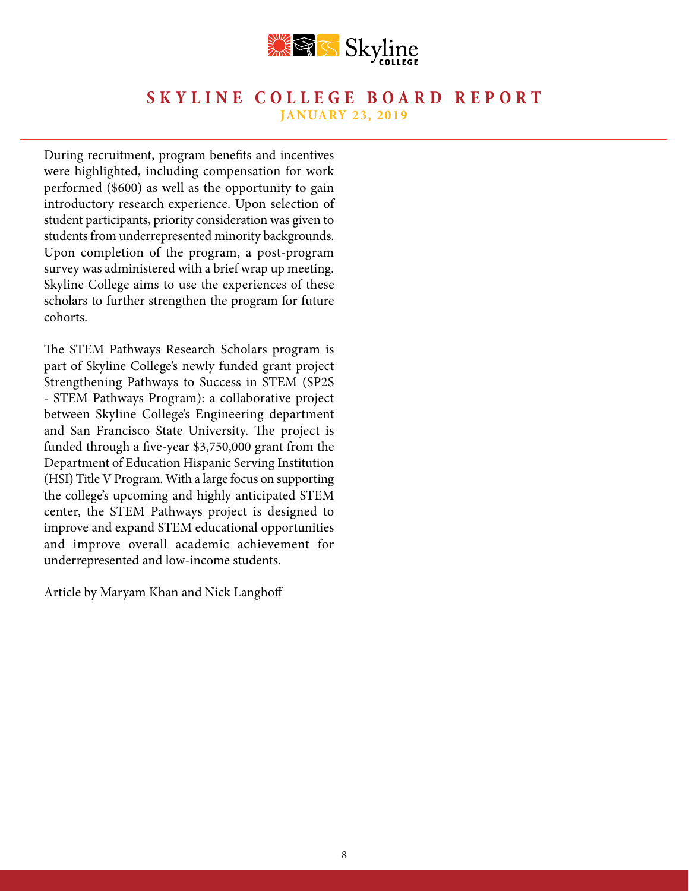During recruitment, program benefits and incentives were highlighted, including compensation for work performed ($600) as well as the opportunity to gain introductory research experience. Upon selection of student participants, priority consideration was given to students from underrepresented minority backgrounds. Upon completion of the program, a post-program survey was administered with a brief wrap up meeting. Skyline College aims to use the experiences of these scholars to further strengthen the program for future cohorts.

The STEM Pathways Research Scholars program is part of Skyline College's newly funded grant project Strengthening Pathways to Success in STEM (SP2S - STEM Pathways Program): a collaborative project between Skyline College's Engineering department and San Francisco State University. The project is funded through a five-year $3,750,000 grant from the Department of Education Hispanic Serving Institution (HSI) Title V Program. With a large focus on supporting the college's upcoming and highly anticipated STEM center, the STEM Pathways project is designed to improve and expand STEM educational opportunities and improve overall academic achievement for underrepresented and low-income students.

Article by Maryam Khan and Nick Langhoff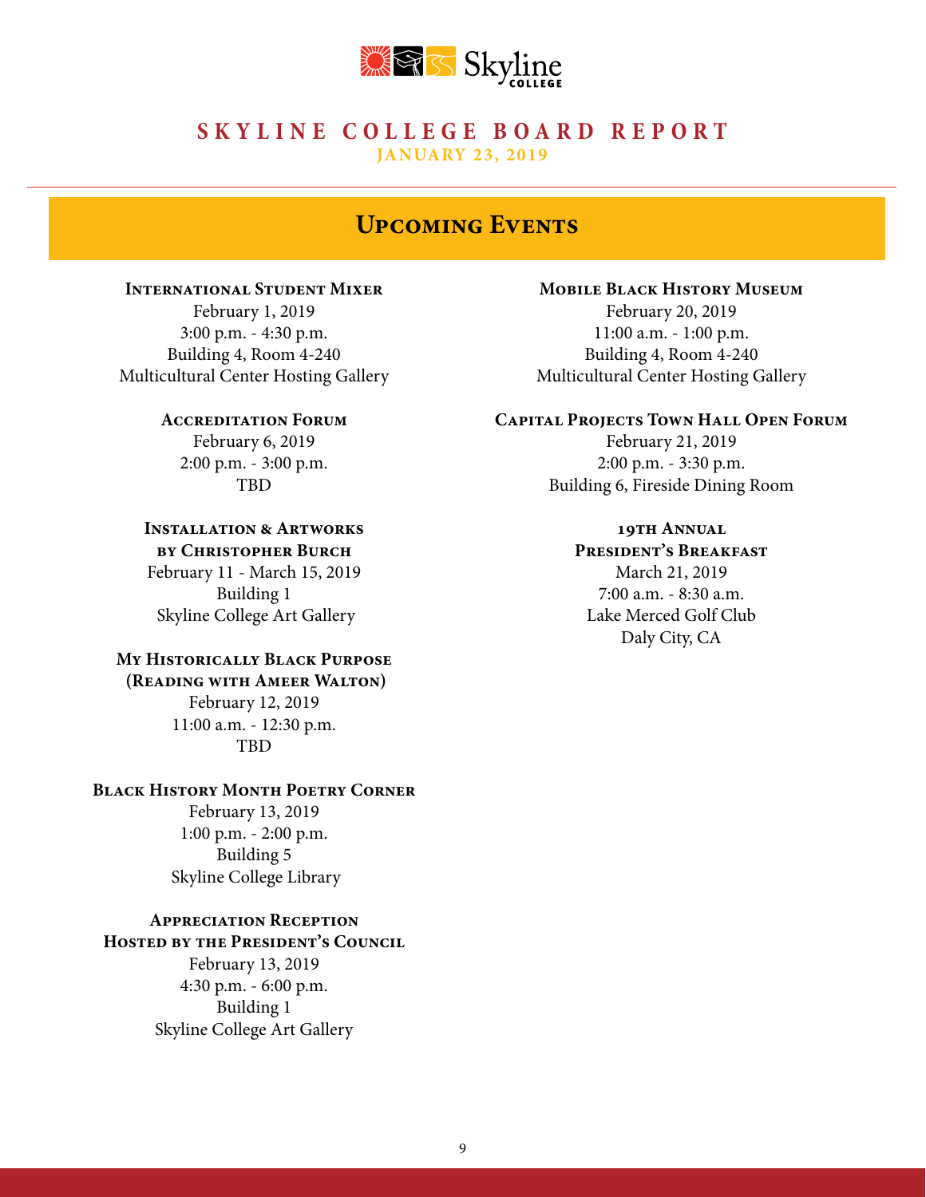# SKYLINE COLLEGE BOARD REPORT

**JANUARY 23, 2019**

## Upcoming Events

### International Student Mixer
February 1, 2019
3:00 p.m. - 4:30 p.m.
Building 4, Room 4-240
Multicultural Center Hosting Gallery

### Accreditation Forum
February 6, 2019
2:00 p.m. - 3:00 p.m.
TBD

### Installation & Artworks by Christopher Burch
February 11 - March 15, 2019
Building 1
Skyline College Art Gallery

### My Historically Black Purpose (Reading with Ameer Walton)
February 12, 2019
11:00 a.m. - 12:30 p.m.
TBD

### Black History Month Poetry Corner
February 13, 2019
1:00 p.m. - 2:00 p.m.
Building 5
Skyline College Library

### Appreciation Reception Hosted by the President's Council
February 13, 2019
4:30 p.m. - 6:00 p.m.
Building 1
Skyline College Art Gallery

### Mobile Black History Museum
February 20, 2019
11:00 a.m. - 1:00 p.m.
Building 4, Room 4-240
Multicultural Center Hosting Gallery

### Capital Projects Town Hall Open Forum
February 21, 2019
2:00 p.m. - 3:30 p.m.
Building 6, Fireside Dining Room

### 19th Annual President's Breakfast
March 21, 2019
7:00 a.m. - 8:30 a.m.
Lake Merced Golf Club
Daly City, CA